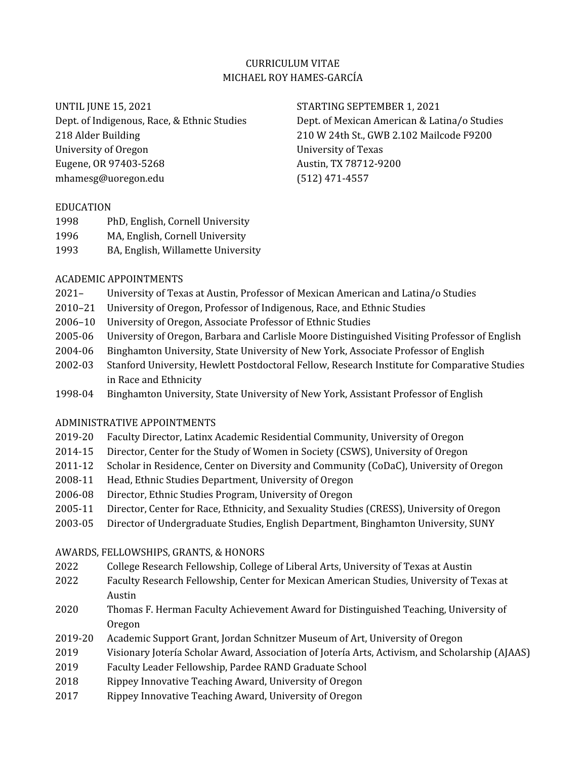# CURRICULUM VITAE
# MICHAEL ROY HAMES-GARCÍA

UNTIL JUNE 15, 2021
Dept. of Indigenous, Race, & Ethnic Studies
218 Alder Building
University of Oregon
Eugene, OR 97403-5268
mhamesg@uoregon.edu

STARTING SEPTEMBER 1, 2021
Dept. of Mexican American & Latina/o Studies
210 W 24th St., GWB 2.102 Mailcode F9200
University of Texas
Austin, TX 78712-9200
(512) 471-4557

## EDUCATION

| | |
|---|---|
| 1998 | PhD, English, Cornell University |
| 1996 | MA, English, Cornell University |
| 1993 | BA, English, Willamette University |

## ACADEMIC APPOINTMENTS

| | |
|---|---|
| 2021– | University of Texas at Austin, Professor of Mexican American and Latina/o Studies |
| 2010–21 | University of Oregon, Professor of Indigenous, Race, and Ethnic Studies |
| 2006–10 | University of Oregon, Associate Professor of Ethnic Studies |
| 2005-06 | University of Oregon, Barbara and Carlisle Moore Distinguished Visiting Professor of English |
| 2004-06 | Binghamton University, State University of New York, Associate Professor of English |
| 2002-03 | Stanford University, Hewlett Postdoctoral Fellow, Research Institute for Comparative Studies in Race and Ethnicity |
| 1998-04 | Binghamton University, State University of New York, Assistant Professor of English |

## ADMINISTRATIVE APPOINTMENTS

| | |
|---|---|
| 2019-20 | Faculty Director, Latinx Academic Residential Community, University of Oregon |
| 2014-15 | Director, Center for the Study of Women in Society (CSWS), University of Oregon |
| 2011-12 | Scholar in Residence, Center on Diversity and Community (CoDaC), University of Oregon |
| 2008-11 | Head, Ethnic Studies Department, University of Oregon |
| 2006-08 | Director, Ethnic Studies Program, University of Oregon |
| 2005-11 | Director, Center for Race, Ethnicity, and Sexuality Studies (CRESS), University of Oregon |
| 2003-05 | Director of Undergraduate Studies, English Department, Binghamton University, SUNY |

## AWARDS, FELLOWSHIPS, GRANTS, & HONORS

| | |
|---|---|
| 2022 | College Research Fellowship, College of Liberal Arts, University of Texas at Austin |
| 2022 | Faculty Research Fellowship, Center for Mexican American Studies, University of Texas at Austin |
| 2020 | Thomas F. Herman Faculty Achievement Award for Distinguished Teaching, University of Oregon |
| 2019-20 | Academic Support Grant, Jordan Schnitzer Museum of Art, University of Oregon |
| 2019 | Visionary Jotería Scholar Award, Association of Jotería Arts, Activism, and Scholarship (AJAAS) |
| 2019 | Faculty Leader Fellowship, Pardee RAND Graduate School |
| 2018 | Rippey Innovative Teaching Award, University of Oregon |
| 2017 | Rippey Innovative Teaching Award, University of Oregon |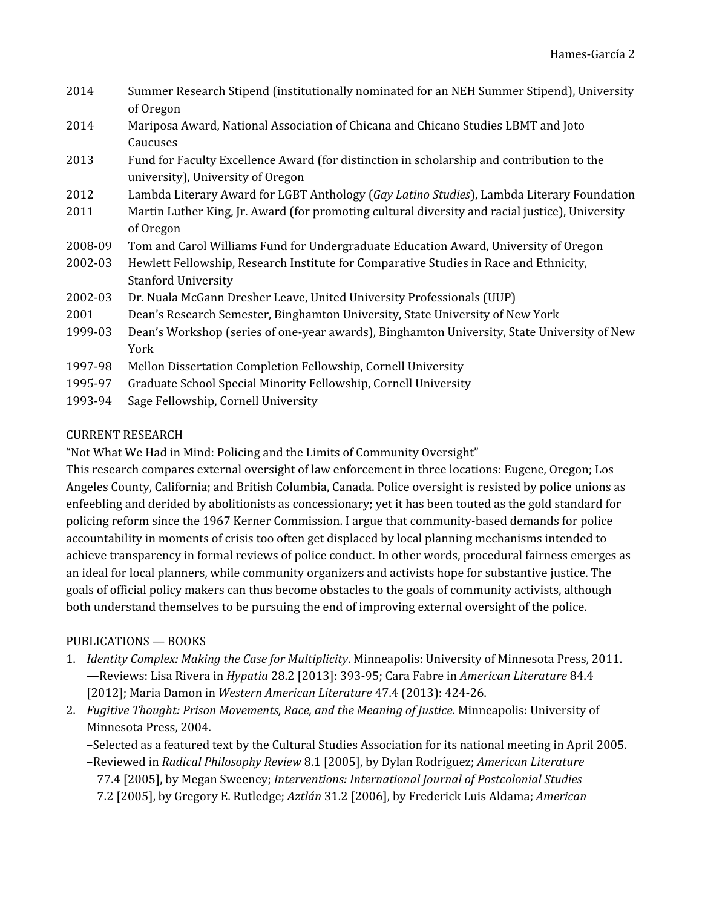2014 Summer Research Stipend (institutionally nominated for an NEH Summer Stipend), University of Oregon
2014 Mariposa Award, National Association of Chicana and Chicano Studies LBMT and Joto Caucuses
2013 Fund for Faculty Excellence Award (for distinction in scholarship and contribution to the university), University of Oregon
2012 Lambda Literary Award for LGBT Anthology (*Gay Latino Studies*), Lambda Literary Foundation
2011 Martin Luther King, Jr. Award (for promoting cultural diversity and racial justice), University of Oregon
2008-09 Tom and Carol Williams Fund for Undergraduate Education Award, University of Oregon
2002-03 Hewlett Fellowship, Research Institute for Comparative Studies in Race and Ethnicity, Stanford University
2002-03 Dr. Nuala McGann Dresher Leave, United University Professionals (UUP)
2001 Dean's Research Semester, Binghamton University, State University of New York
1999-03 Dean's Workshop (series of one-year awards), Binghamton University, State University of New York
1997-98 Mellon Dissertation Completion Fellowship, Cornell University
1995-97 Graduate School Special Minority Fellowship, Cornell University
1993-94 Sage Fellowship, Cornell University

## CURRENT RESEARCH

"Not What We Had in Mind: Policing and the Limits of Community Oversight"
This research compares external oversight of law enforcement in three locations: Eugene, Oregon; Los Angeles County, California; and British Columbia, Canada. Police oversight is resisted by police unions as enfeebling and derided by abolitionists as concessionary; yet it has been touted as the gold standard for policing reform since the 1967 Kerner Commission. I argue that community-based demands for police accountability in moments of crisis too often get displaced by local planning mechanisms intended to achieve transparency in formal reviews of police conduct. In other words, procedural fairness emerges as an ideal for local planners, while community organizers and activists hope for substantive justice. The goals of official policy makers can thus become obstacles to the goals of community activists, although both understand themselves to be pursuing the end of improving external oversight of the police.

## PUBLICATIONS — BOOKS

1. *Identity Complex: Making the Case for Multiplicity*. Minneapolis: University of Minnesota Press, 2011.
   —Reviews: Lisa Rivera in *Hypatia* 28.2 [2013]: 393-95; Cara Fabre in *American Literature* 84.4 [2012]; Maria Damon in *Western American Literature* 47.4 (2013): 424-26.
2. *Fugitive Thought: Prison Movements, Race, and the Meaning of Justice*. Minneapolis: University of Minnesota Press, 2004.
   –Selected as a featured text by the Cultural Studies Association for its national meeting in April 2005.
   –Reviewed in *Radical Philosophy Review* 8.1 [2005], by Dylan Rodríguez; *American Literature* 77.4 [2005], by Megan Sweeney; *Interventions: International Journal of Postcolonial Studies* 7.2 [2005], by Gregory E. Rutledge; *Aztlán* 31.2 [2006], by Frederick Luis Aldama; *American*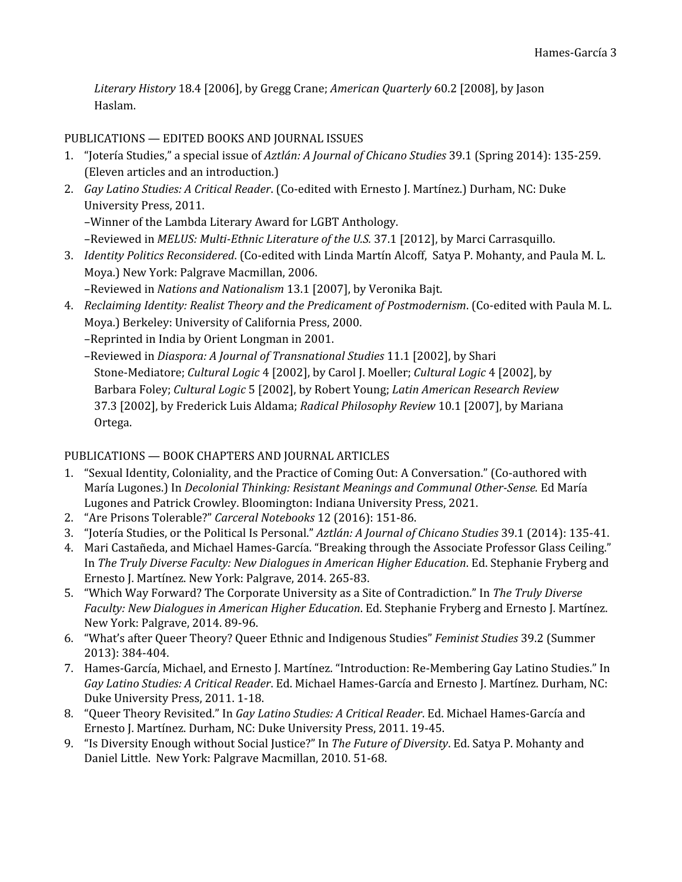*Literary History* 18.4 [2006], by Gregg Crane; *American Quarterly* 60.2 [2008], by Jason Haslam.

## PUBLICATIONS — EDITED BOOKS AND JOURNAL ISSUES

1. "Jotería Studies," a special issue of *Aztlán: A Journal of Chicano Studies* 39.1 (Spring 2014): 135-259. (Eleven articles and an introduction.)
2. *Gay Latino Studies: A Critical Reader*. (Co-edited with Ernesto J. Martínez.) Durham, NC: Duke University Press, 2011.
   –Winner of the Lambda Literary Award for LGBT Anthology.
   –Reviewed in *MELUS: Multi-Ethnic Literature of the U.S.* 37.1 [2012], by Marci Carrasquillo.
3. *Identity Politics Reconsidered*. (Co-edited with Linda Martín Alcoff, Satya P. Mohanty, and Paula M. L. Moya.) New York: Palgrave Macmillan, 2006.
   –Reviewed in *Nations and Nationalism* 13.1 [2007], by Veronika Bajt.
4. *Reclaiming Identity: Realist Theory and the Predicament of Postmodernism*. (Co-edited with Paula M. L. Moya.) Berkeley: University of California Press, 2000.
   –Reprinted in India by Orient Longman in 2001.
   –Reviewed in *Diaspora: A Journal of Transnational Studies* 11.1 [2002], by Shari Stone-Mediatore; *Cultural Logic* 4 [2002], by Carol J. Moeller; *Cultural Logic* 4 [2002], by Barbara Foley; *Cultural Logic* 5 [2002], by Robert Young; *Latin American Research Review* 37.3 [2002], by Frederick Luis Aldama; *Radical Philosophy Review* 10.1 [2007], by Mariana Ortega.

## PUBLICATIONS — BOOK CHAPTERS AND JOURNAL ARTICLES

1. "Sexual Identity, Coloniality, and the Practice of Coming Out: A Conversation." (Co-authored with María Lugones.) In *Decolonial Thinking: Resistant Meanings and Communal Other-Sense.* Ed María Lugones and Patrick Crowley. Bloomington: Indiana University Press, 2021.
2. "Are Prisons Tolerable?" *Carceral Notebooks* 12 (2016): 151-86.
3. "Jotería Studies, or the Political Is Personal." *Aztlán: A Journal of Chicano Studies* 39.1 (2014): 135-41.
4. Mari Castañeda, and Michael Hames-García. "Breaking through the Associate Professor Glass Ceiling." In *The Truly Diverse Faculty: New Dialogues in American Higher Education*. Ed. Stephanie Fryberg and Ernesto J. Martínez. New York: Palgrave, 2014. 265-83.
5. "Which Way Forward? The Corporate University as a Site of Contradiction." In *The Truly Diverse Faculty: New Dialogues in American Higher Education*. Ed. Stephanie Fryberg and Ernesto J. Martínez. New York: Palgrave, 2014. 89-96.
6. "What's after Queer Theory? Queer Ethnic and Indigenous Studies" *Feminist Studies* 39.2 (Summer 2013): 384-404.
7. Hames-García, Michael, and Ernesto J. Martínez. "Introduction: Re-Membering Gay Latino Studies." In *Gay Latino Studies: A Critical Reader*. Ed. Michael Hames-García and Ernesto J. Martínez. Durham, NC: Duke University Press, 2011. 1-18.
8. "Queer Theory Revisited." In *Gay Latino Studies: A Critical Reader*. Ed. Michael Hames-García and Ernesto J. Martínez. Durham, NC: Duke University Press, 2011. 19-45.
9. "Is Diversity Enough without Social Justice?" In *The Future of Diversity*. Ed. Satya P. Mohanty and Daniel Little. New York: Palgrave Macmillan, 2010. 51-68.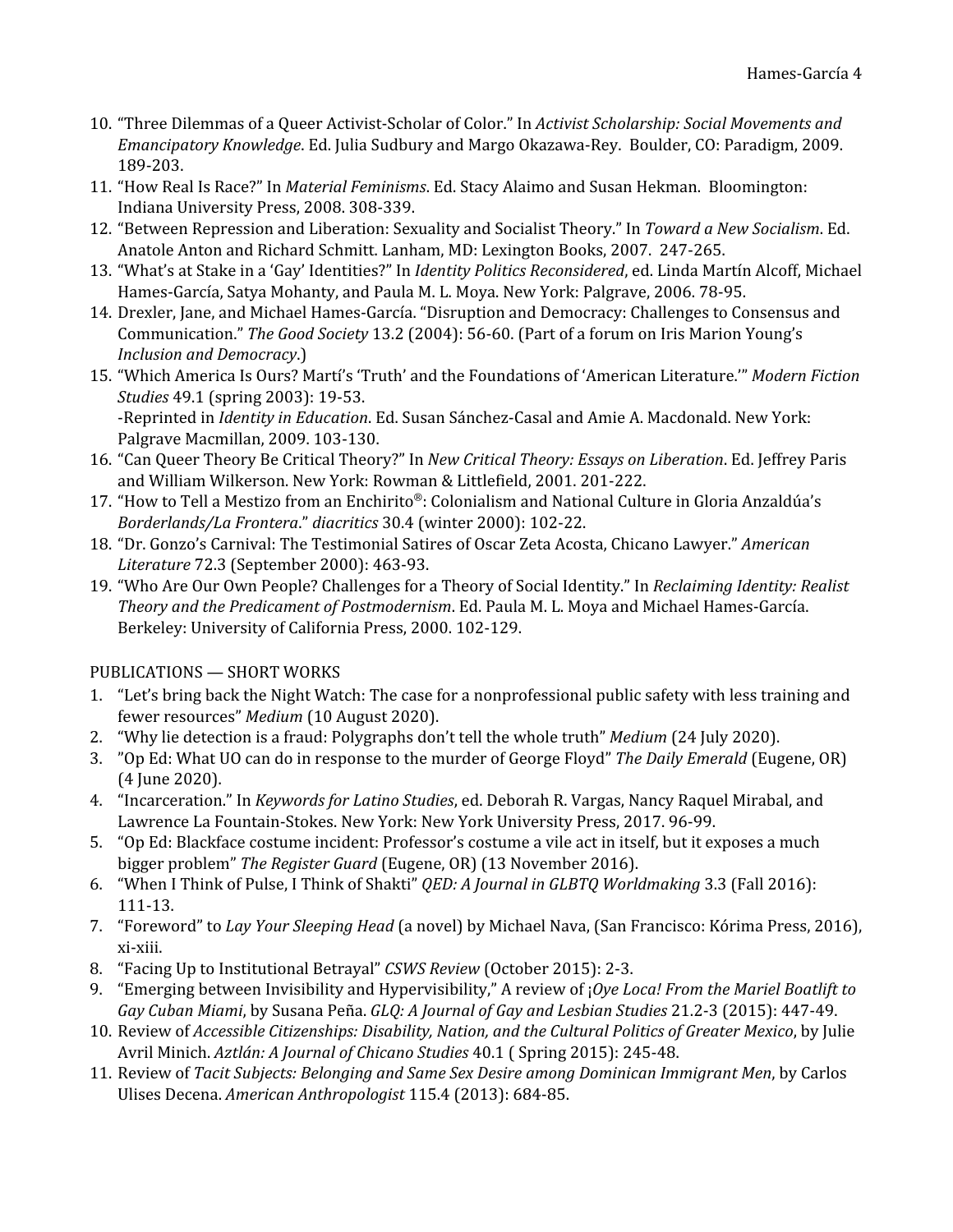10. "Three Dilemmas of a Queer Activist-Scholar of Color." In *Activist Scholarship: Social Movements and Emancipatory Knowledge*. Ed. Julia Sudbury and Margo Okazawa-Rey. Boulder, CO: Paradigm, 2009. 189-203.
11. "How Real Is Race?" In *Material Feminisms*. Ed. Stacy Alaimo and Susan Hekman. Bloomington: Indiana University Press, 2008. 308-339.
12. "Between Repression and Liberation: Sexuality and Socialist Theory." In *Toward a New Socialism*. Ed. Anatole Anton and Richard Schmitt. Lanham, MD: Lexington Books, 2007. 247-265.
13. "What's at Stake in a 'Gay' Identities?" In *Identity Politics Reconsidered*, ed. Linda Martín Alcoff, Michael Hames-García, Satya Mohanty, and Paula M. L. Moya. New York: Palgrave, 2006. 78-95.
14. Drexler, Jane, and Michael Hames-García. "Disruption and Democracy: Challenges to Consensus and Communication." *The Good Society* 13.2 (2004): 56-60. (Part of a forum on Iris Marion Young's *Inclusion and Democracy*.)
15. "Which America Is Ours? Martí's 'Truth' and the Foundations of 'American Literature.'" *Modern Fiction Studies* 49.1 (spring 2003): 19-53.
    -Reprinted in *Identity in Education*. Ed. Susan Sánchez-Casal and Amie A. Macdonald. New York: Palgrave Macmillan, 2009. 103-130.
16. "Can Queer Theory Be Critical Theory?" In *New Critical Theory: Essays on Liberation*. Ed. Jeffrey Paris and William Wilkerson. New York: Rowman & Littlefield, 2001. 201-222.
17. "How to Tell a Mestizo from an Enchirito®: Colonialism and National Culture in Gloria Anzaldúa's *Borderlands/La Frontera*." *diacritics* 30.4 (winter 2000): 102-22.
18. "Dr. Gonzo's Carnival: The Testimonial Satires of Oscar Zeta Acosta, Chicano Lawyer." *American Literature* 72.3 (September 2000): 463-93.
19. "Who Are Our Own People? Challenges for a Theory of Social Identity." In *Reclaiming Identity: Realist Theory and the Predicament of Postmodernism*. Ed. Paula M. L. Moya and Michael Hames-García. Berkeley: University of California Press, 2000. 102-129.

PUBLICATIONS — SHORT WORKS

1. "Let's bring back the Night Watch: The case for a nonprofessional public safety with less training and fewer resources" *Medium* (10 August 2020).
2. "Why lie detection is a fraud: Polygraphs don't tell the whole truth" *Medium* (24 July 2020).
3. "Op Ed: What UO can do in response to the murder of George Floyd" *The Daily Emerald* (Eugene, OR) (4 June 2020).
4. "Incarceration." In *Keywords for Latino Studies*, ed. Deborah R. Vargas, Nancy Raquel Mirabal, and Lawrence La Fountain-Stokes. New York: New York University Press, 2017. 96-99.
5. "Op Ed: Blackface costume incident: Professor's costume a vile act in itself, but it exposes a much bigger problem" *The Register Guard* (Eugene, OR) (13 November 2016).
6. "When I Think of Pulse, I Think of Shakti" *QED: A Journal in GLBTQ Worldmaking* 3.3 (Fall 2016): 111-13.
7. "Foreword" to *Lay Your Sleeping Head* (a novel) by Michael Nava, (San Francisco: Kórima Press, 2016), xi-xiii.
8. "Facing Up to Institutional Betrayal" *CSWS Review* (October 2015): 2-3.
9. "Emerging between Invisibility and Hypervisibility," A review of *¡Oye Loca! From the Mariel Boatlift to Gay Cuban Miami*, by Susana Peña. *GLQ: A Journal of Gay and Lesbian Studies* 21.2-3 (2015): 447-49.
10. Review of *Accessible Citizenships: Disability, Nation, and the Cultural Politics of Greater Mexico*, by Julie Avril Minich. *Aztlán: A Journal of Chicano Studies* 40.1 ( Spring 2015): 245-48.
11. Review of *Tacit Subjects: Belonging and Same Sex Desire among Dominican Immigrant Men*, by Carlos Ulises Decena. *American Anthropologist* 115.4 (2013): 684-85.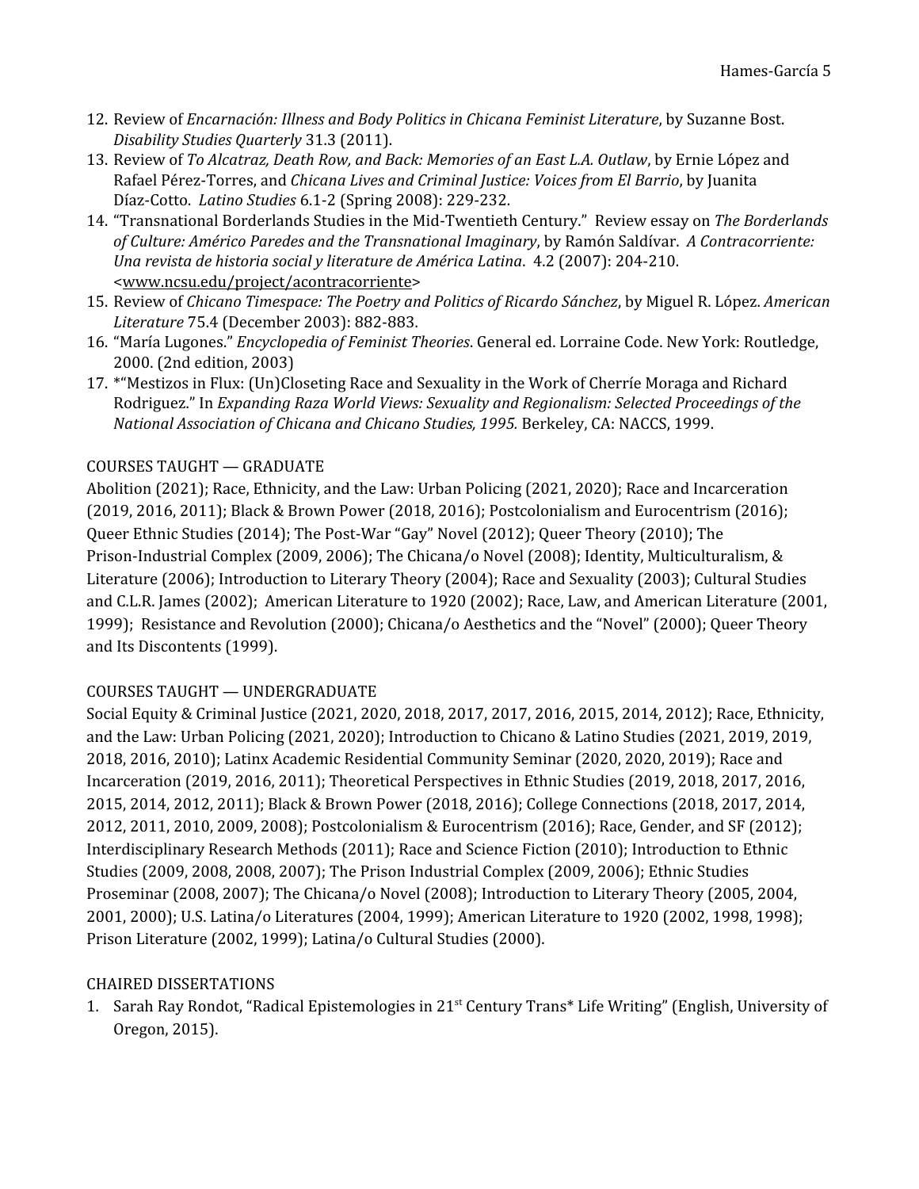12. Review of *Encarnación: Illness and Body Politics in Chicana Feminist Literature*, by Suzanne Bost. *Disability Studies Quarterly* 31.3 (2011).
13. Review of *To Alcatraz, Death Row, and Back: Memories of an East L.A. Outlaw*, by Ernie López and Rafael Pérez-Torres, and *Chicana Lives and Criminal Justice: Voices from El Barrio*, by Juanita Díaz-Cotto. *Latino Studies* 6.1-2 (Spring 2008): 229-232.
14. "Transnational Borderlands Studies in the Mid-Twentieth Century." Review essay on *The Borderlands of Culture: Américo Paredes and the Transnational Imaginary*, by Ramón Saldívar. *A Contracorriente: Una revista de historia social y literature de América Latina*. 4.2 (2007): 204-210. <www.ncsu.edu/project/acontracorriente>
15. Review of *Chicano Timespace: The Poetry and Politics of Ricardo Sánchez*, by Miguel R. López. *American Literature* 75.4 (December 2003): 882-883.
16. "María Lugones." *Encyclopedia of Feminist Theories*. General ed. Lorraine Code. New York: Routledge, 2000. (2nd edition, 2003)
17. *"Mestizos in Flux: (Un)Closeting Race and Sexuality in the Work of Cherríe Moraga and Richard Rodriguez." In *Expanding Raza World Views: Sexuality and Regionalism: Selected Proceedings of the National Association of Chicana and Chicano Studies, 1995.* Berkeley, CA: NACCS, 1999.

## COURSES TAUGHT — GRADUATE

Abolition (2021); Race, Ethnicity, and the Law: Urban Policing (2021, 2020); Race and Incarceration (2019, 2016, 2011); Black & Brown Power (2018, 2016); Postcolonialism and Eurocentrism (2016); Queer Ethnic Studies (2014); The Post-War "Gay" Novel (2012); Queer Theory (2010); The Prison-Industrial Complex (2009, 2006); The Chicana/o Novel (2008); Identity, Multiculturalism, & Literature (2006); Introduction to Literary Theory (2004); Race and Sexuality (2003); Cultural Studies and C.L.R. James (2002); American Literature to 1920 (2002); Race, Law, and American Literature (2001, 1999); Resistance and Revolution (2000); Chicana/o Aesthetics and the "Novel" (2000); Queer Theory and Its Discontents (1999).

## COURSES TAUGHT — UNDERGRADUATE

Social Equity & Criminal Justice (2021, 2020, 2018, 2017, 2017, 2016, 2015, 2014, 2012); Race, Ethnicity, and the Law: Urban Policing (2021, 2020); Introduction to Chicano & Latino Studies (2021, 2019, 2019, 2018, 2016, 2010); Latinx Academic Residential Community Seminar (2020, 2020, 2019); Race and Incarceration (2019, 2016, 2011); Theoretical Perspectives in Ethnic Studies (2019, 2018, 2017, 2016, 2015, 2014, 2012, 2011); Black & Brown Power (2018, 2016); College Connections (2018, 2017, 2014, 2012, 2011, 2010, 2009, 2008); Postcolonialism & Eurocentrism (2016); Race, Gender, and SF (2012); Interdisciplinary Research Methods (2011); Race and Science Fiction (2010); Introduction to Ethnic Studies (2009, 2008, 2008, 2007); The Prison Industrial Complex (2009, 2006); Ethnic Studies Proseminar (2008, 2007); The Chicana/o Novel (2008); Introduction to Literary Theory (2005, 2004, 2001, 2000); U.S. Latina/o Literatures (2004, 1999); American Literature to 1920 (2002, 1998, 1998); Prison Literature (2002, 1999); Latina/o Cultural Studies (2000).

## CHAIRED DISSERTATIONS

1. Sarah Ray Rondot, "Radical Epistemologies in 21st Century Trans* Life Writing" (English, University of Oregon, 2015).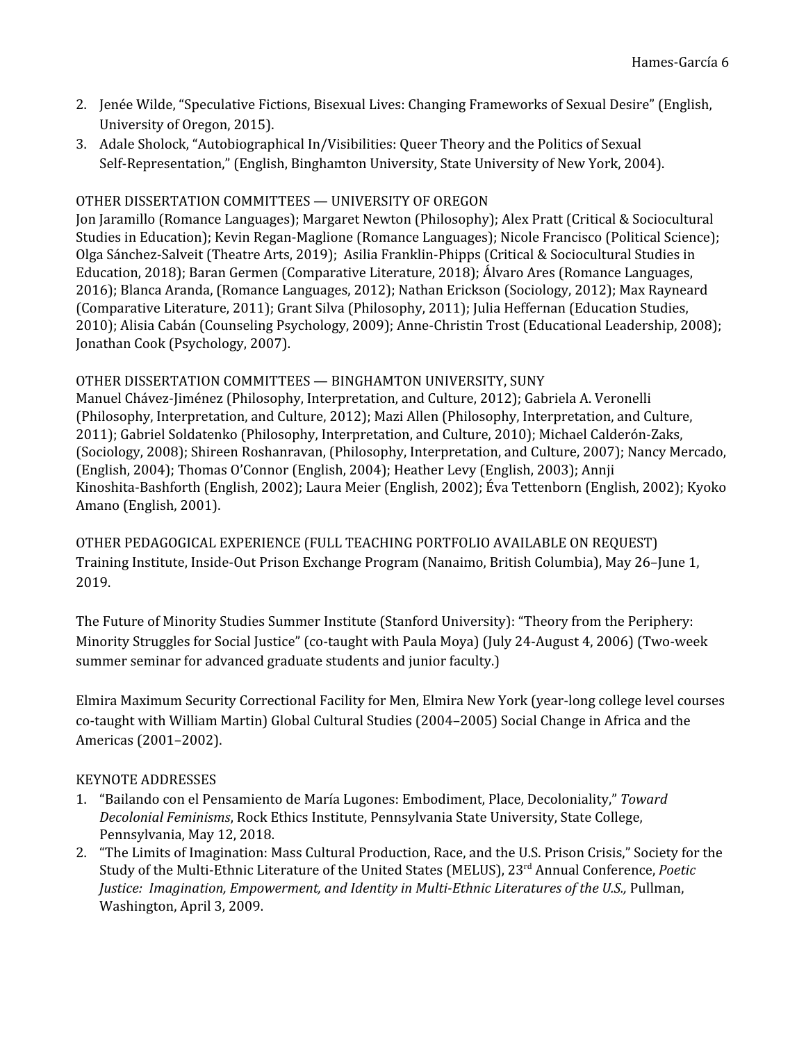2. Jenée Wilde, "Speculative Fictions, Bisexual Lives: Changing Frameworks of Sexual Desire" (English, University of Oregon, 2015).
3. Adale Sholock, "Autobiographical In/Visibilities: Queer Theory and the Politics of Sexual Self-Representation," (English, Binghamton University, State University of New York, 2004).

OTHER DISSERTATION COMMITTEES — UNIVERSITY OF OREGON
Jon Jaramillo (Romance Languages); Margaret Newton (Philosophy); Alex Pratt (Critical & Sociocultural Studies in Education); Kevin Regan-Maglione (Romance Languages); Nicole Francisco (Political Science); Olga Sánchez-Salveit (Theatre Arts, 2019); Asilia Franklin-Phipps (Critical & Sociocultural Studies in Education, 2018); Baran Germen (Comparative Literature, 2018); Álvaro Ares (Romance Languages, 2016); Blanca Aranda, (Romance Languages, 2012); Nathan Erickson (Sociology, 2012); Max Rayneard (Comparative Literature, 2011); Grant Silva (Philosophy, 2011); Julia Heffernan (Education Studies, 2010); Alisia Cabán (Counseling Psychology, 2009); Anne-Christin Trost (Educational Leadership, 2008); Jonathan Cook (Psychology, 2007).

OTHER DISSERTATION COMMITTEES — BINGHAMTON UNIVERSITY, SUNY
Manuel Chávez-Jiménez (Philosophy, Interpretation, and Culture, 2012); Gabriela A. Veronelli (Philosophy, Interpretation, and Culture, 2012); Mazi Allen (Philosophy, Interpretation, and Culture, 2011); Gabriel Soldatenko (Philosophy, Interpretation, and Culture, 2010); Michael Calderón-Zaks, (Sociology, 2008); Shireen Roshanravan, (Philosophy, Interpretation, and Culture, 2007); Nancy Mercado, (English, 2004); Thomas O'Connor (English, 2004); Heather Levy (English, 2003); Annji Kinoshita-Bashforth (English, 2002); Laura Meier (English, 2002); Éva Tettenborn (English, 2002); Kyoko Amano (English, 2001).

OTHER PEDAGOGICAL EXPERIENCE (FULL TEACHING PORTFOLIO AVAILABLE ON REQUEST)
Training Institute, Inside-Out Prison Exchange Program (Nanaimo, British Columbia), May 26–June 1, 2019.

The Future of Minority Studies Summer Institute (Stanford University): "Theory from the Periphery: Minority Struggles for Social Justice" (co-taught with Paula Moya) (July 24-August 4, 2006) (Two-week summer seminar for advanced graduate students and junior faculty.)

Elmira Maximum Security Correctional Facility for Men, Elmira New York (year-long college level courses co-taught with William Martin) Global Cultural Studies (2004–2005) Social Change in Africa and the Americas (2001–2002).

KEYNOTE ADDRESSES
1. "Bailando con el Pensamiento de María Lugones: Embodiment, Place, Decoloniality," *Toward Decolonial Feminisms*, Rock Ethics Institute, Pennsylvania State University, State College, Pennsylvania, May 12, 2018.
2. "The Limits of Imagination: Mass Cultural Production, Race, and the U.S. Prison Crisis," Society for the Study of the Multi-Ethnic Literature of the United States (MELUS), 23rd Annual Conference, *Poetic Justice: Imagination, Empowerment, and Identity in Multi-Ethnic Literatures of the U.S.,* Pullman, Washington, April 3, 2009.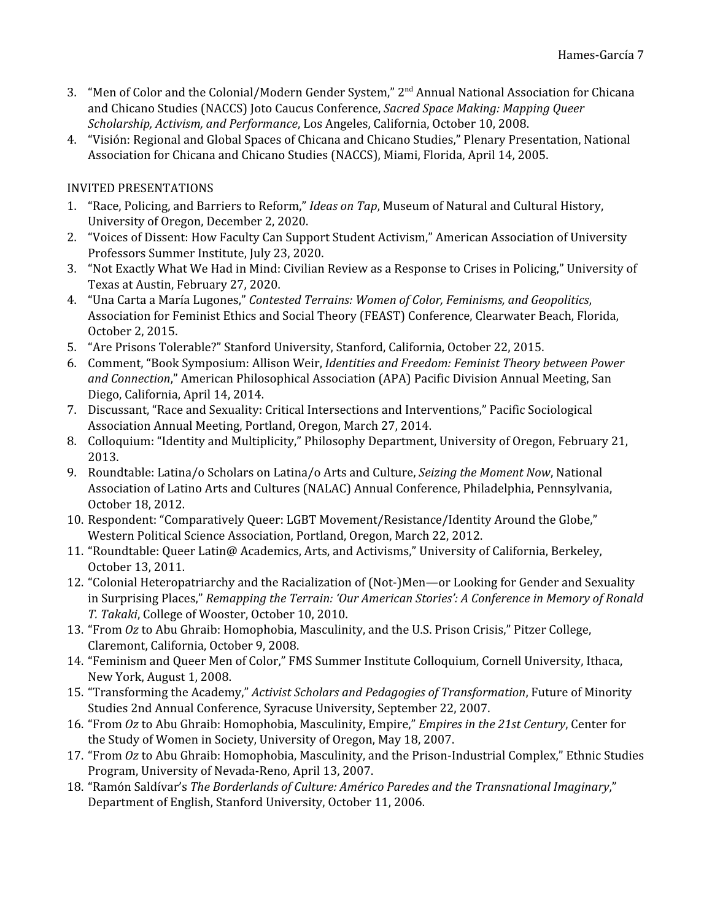3. "Men of Color and the Colonial/Modern Gender System," 2nd Annual National Association for Chicana and Chicano Studies (NACCS) Joto Caucus Conference, *Sacred Space Making: Mapping Queer Scholarship, Activism, and Performance*, Los Angeles, California, October 10, 2008.
4. "Visión: Regional and Global Spaces of Chicana and Chicano Studies," Plenary Presentation, National Association for Chicana and Chicano Studies (NACCS), Miami, Florida, April 14, 2005.

INVITED PRESENTATIONS

1. "Race, Policing, and Barriers to Reform," *Ideas on Tap*, Museum of Natural and Cultural History, University of Oregon, December 2, 2020.
2. "Voices of Dissent: How Faculty Can Support Student Activism," American Association of University Professors Summer Institute, July 23, 2020.
3. "Not Exactly What We Had in Mind: Civilian Review as a Response to Crises in Policing," University of Texas at Austin, February 27, 2020.
4. "Una Carta a María Lugones," *Contested Terrains: Women of Color, Feminisms, and Geopolitics*, Association for Feminist Ethics and Social Theory (FEAST) Conference, Clearwater Beach, Florida, October 2, 2015.
5. "Are Prisons Tolerable?" Stanford University, Stanford, California, October 22, 2015.
6. Comment, "Book Symposium: Allison Weir, *Identities and Freedom: Feminist Theory between Power and Connection*," American Philosophical Association (APA) Pacific Division Annual Meeting, San Diego, California, April 14, 2014.
7. Discussant, "Race and Sexuality: Critical Intersections and Interventions," Pacific Sociological Association Annual Meeting, Portland, Oregon, March 27, 2014.
8. Colloquium: "Identity and Multiplicity," Philosophy Department, University of Oregon, February 21, 2013.
9. Roundtable: Latina/o Scholars on Latina/o Arts and Culture, *Seizing the Moment Now*, National Association of Latino Arts and Cultures (NALAC) Annual Conference, Philadelphia, Pennsylvania, October 18, 2012.
10. Respondent: "Comparatively Queer: LGBT Movement/Resistance/Identity Around the Globe," Western Political Science Association, Portland, Oregon, March 22, 2012.
11. "Roundtable: Queer Latin@ Academics, Arts, and Activisms," University of California, Berkeley, October 13, 2011.
12. "Colonial Heteropatriarchy and the Racialization of (Not-)Men—or Looking for Gender and Sexuality in Surprising Places," *Remapping the Terrain: 'Our American Stories': A Conference in Memory of Ronald T. Takaki*, College of Wooster, October 10, 2010.
13. "From *Oz* to Abu Ghraib: Homophobia, Masculinity, and the U.S. Prison Crisis," Pitzer College, Claremont, California, October 9, 2008.
14. "Feminism and Queer Men of Color," FMS Summer Institute Colloquium, Cornell University, Ithaca, New York, August 1, 2008.
15. "Transforming the Academy," *Activist Scholars and Pedagogies of Transformation*, Future of Minority Studies 2nd Annual Conference, Syracuse University, September 22, 2007.
16. "From *Oz* to Abu Ghraib: Homophobia, Masculinity, Empire," *Empires in the 21st Century*, Center for the Study of Women in Society, University of Oregon, May 18, 2007.
17. "From *Oz* to Abu Ghraib: Homophobia, Masculinity, and the Prison-Industrial Complex," Ethnic Studies Program, University of Nevada-Reno, April 13, 2007.
18. "Ramón Saldívar's *The Borderlands of Culture: Américo Paredes and the Transnational Imaginary*," Department of English, Stanford University, October 11, 2006.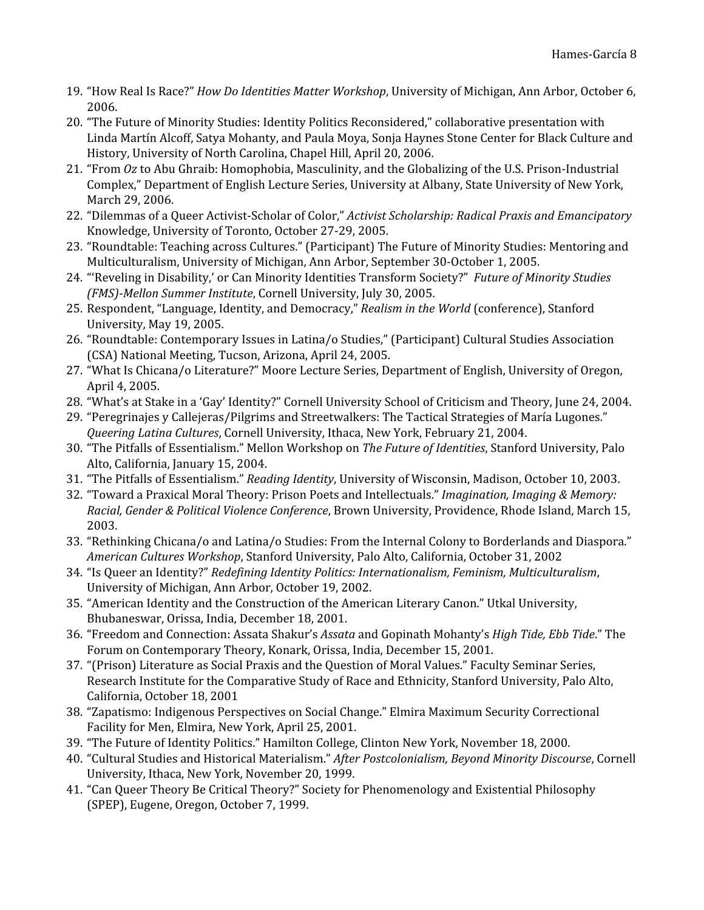19. "How Real Is Race?" *How Do Identities Matter Workshop*, University of Michigan, Ann Arbor, October 6, 2006.
20. "The Future of Minority Studies: Identity Politics Reconsidered," collaborative presentation with Linda Martín Alcoff, Satya Mohanty, and Paula Moya, Sonja Haynes Stone Center for Black Culture and History, University of North Carolina, Chapel Hill, April 20, 2006.
21. "From *Oz* to Abu Ghraib: Homophobia, Masculinity, and the Globalizing of the U.S. Prison-Industrial Complex," Department of English Lecture Series, University at Albany, State University of New York, March 29, 2006.
22. "Dilemmas of a Queer Activist-Scholar of Color," *Activist Scholarship: Radical Praxis and Emancipatory* Knowledge, University of Toronto, October 27-29, 2005.
23. "Roundtable: Teaching across Cultures." (Participant) The Future of Minority Studies: Mentoring and Multiculturalism, University of Michigan, Ann Arbor, September 30-October 1, 2005.
24. "'Reveling in Disability,' or Can Minority Identities Transform Society?" *Future of Minority Studies (FMS)-Mellon Summer Institute*, Cornell University, July 30, 2005.
25. Respondent, "Language, Identity, and Democracy," *Realism in the World* (conference), Stanford University, May 19, 2005.
26. "Roundtable: Contemporary Issues in Latina/o Studies," (Participant) Cultural Studies Association (CSA) National Meeting, Tucson, Arizona, April 24, 2005.
27. "What Is Chicana/o Literature?" Moore Lecture Series, Department of English, University of Oregon, April 4, 2005.
28. "What's at Stake in a 'Gay' Identity?" Cornell University School of Criticism and Theory, June 24, 2004.
29. "Peregrinajes y Callejeras/Pilgrims and Streetwalkers: The Tactical Strategies of María Lugones." *Queering Latina Cultures*, Cornell University, Ithaca, New York, February 21, 2004.
30. "The Pitfalls of Essentialism." Mellon Workshop on *The Future of Identities*, Stanford University, Palo Alto, California, January 15, 2004.
31. "The Pitfalls of Essentialism." *Reading Identity*, University of Wisconsin, Madison, October 10, 2003.
32. "Toward a Praxical Moral Theory: Prison Poets and Intellectuals." *Imagination, Imaging & Memory: Racial, Gender & Political Violence Conference*, Brown University, Providence, Rhode Island, March 15, 2003.
33. "Rethinking Chicana/o and Latina/o Studies: From the Internal Colony to Borderlands and Diaspora." *American Cultures Workshop*, Stanford University, Palo Alto, California, October 31, 2002
34. "Is Queer an Identity?" *Redefining Identity Politics: Internationalism, Feminism, Multiculturalism*, University of Michigan, Ann Arbor, October 19, 2002.
35. "American Identity and the Construction of the American Literary Canon." Utkal University, Bhubaneswar, Orissa, India, December 18, 2001.
36. "Freedom and Connection: Assata Shakur's *Assata* and Gopinath Mohanty's *High Tide, Ebb Tide*." The Forum on Contemporary Theory, Konark, Orissa, India, December 15, 2001.
37. "(Prison) Literature as Social Praxis and the Question of Moral Values." Faculty Seminar Series, Research Institute for the Comparative Study of Race and Ethnicity, Stanford University, Palo Alto, California, October 18, 2001
38. "Zapatismo: Indigenous Perspectives on Social Change." Elmira Maximum Security Correctional Facility for Men, Elmira, New York, April 25, 2001.
39. "The Future of Identity Politics." Hamilton College, Clinton New York, November 18, 2000.
40. "Cultural Studies and Historical Materialism." *After Postcolonialism, Beyond Minority Discourse*, Cornell University, Ithaca, New York, November 20, 1999.
41. "Can Queer Theory Be Critical Theory?" Society for Phenomenology and Existential Philosophy (SPEP), Eugene, Oregon, October 7, 1999.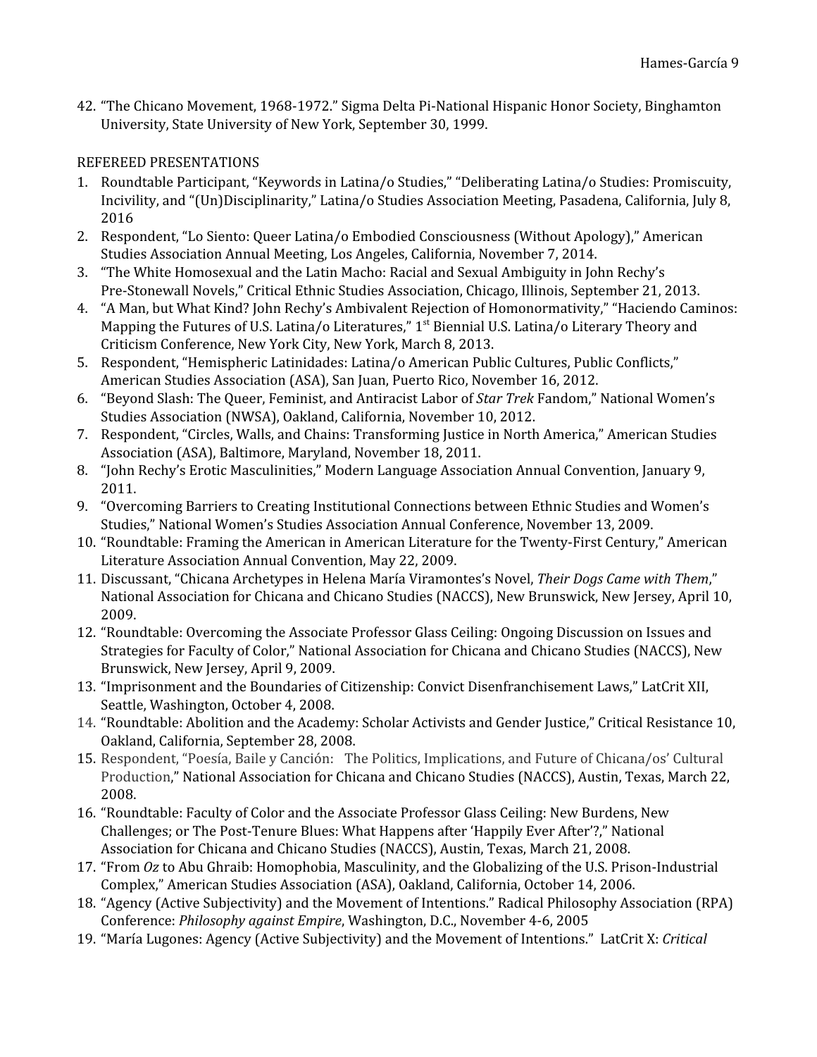42. "The Chicano Movement, 1968-1972." Sigma Delta Pi-National Hispanic Honor Society, Binghamton University, State University of New York, September 30, 1999.

REFEREED PRESENTATIONS

1. Roundtable Participant, "Keywords in Latina/o Studies," "Deliberating Latina/o Studies: Promiscuity, Incivility, and "(Un)Disciplinarity," Latina/o Studies Association Meeting, Pasadena, California, July 8, 2016
2. Respondent, "Lo Siento: Queer Latina/o Embodied Consciousness (Without Apology)," American Studies Association Annual Meeting, Los Angeles, California, November 7, 2014.
3. "The White Homosexual and the Latin Macho: Racial and Sexual Ambiguity in John Rechy's Pre-Stonewall Novels," Critical Ethnic Studies Association, Chicago, Illinois, September 21, 2013.
4. "A Man, but What Kind? John Rechy's Ambivalent Rejection of Homonormativity," "Haciendo Caminos: Mapping the Futures of U.S. Latina/o Literatures," 1st Biennial U.S. Latina/o Literary Theory and Criticism Conference, New York City, New York, March 8, 2013.
5. Respondent, "Hemispheric Latinidades: Latina/o American Public Cultures, Public Conflicts," American Studies Association (ASA), San Juan, Puerto Rico, November 16, 2012.
6. "Beyond Slash: The Queer, Feminist, and Antiracist Labor of *Star Trek* Fandom," National Women's Studies Association (NWSA), Oakland, California, November 10, 2012.
7. Respondent, "Circles, Walls, and Chains: Transforming Justice in North America," American Studies Association (ASA), Baltimore, Maryland, November 18, 2011.
8. "John Rechy's Erotic Masculinities," Modern Language Association Annual Convention, January 9, 2011.
9. "Overcoming Barriers to Creating Institutional Connections between Ethnic Studies and Women's Studies," National Women's Studies Association Annual Conference, November 13, 2009.
10. "Roundtable: Framing the American in American Literature for the Twenty-First Century," American Literature Association Annual Convention, May 22, 2009.
11. Discussant, "Chicana Archetypes in Helena María Viramontes's Novel, *Their Dogs Came with Them*," National Association for Chicana and Chicano Studies (NACCS), New Brunswick, New Jersey, April 10, 2009.
12. "Roundtable: Overcoming the Associate Professor Glass Ceiling: Ongoing Discussion on Issues and Strategies for Faculty of Color," National Association for Chicana and Chicano Studies (NACCS), New Brunswick, New Jersey, April 9, 2009.
13. "Imprisonment and the Boundaries of Citizenship: Convict Disenfranchisement Laws," LatCrit XII, Seattle, Washington, October 4, 2008.
14. "Roundtable: Abolition and the Academy: Scholar Activists and Gender Justice," Critical Resistance 10, Oakland, California, September 28, 2008.
15. Respondent, "Poesía, Baile y Canción: The Politics, Implications, and Future of Chicana/os' Cultural Production," National Association for Chicana and Chicano Studies (NACCS), Austin, Texas, March 22, 2008.
16. "Roundtable: Faculty of Color and the Associate Professor Glass Ceiling: New Burdens, New Challenges; or The Post-Tenure Blues: What Happens after 'Happily Ever After'?," National Association for Chicana and Chicano Studies (NACCS), Austin, Texas, March 21, 2008.
17. "From *Oz* to Abu Ghraib: Homophobia, Masculinity, and the Globalizing of the U.S. Prison-Industrial Complex," American Studies Association (ASA), Oakland, California, October 14, 2006.
18. "Agency (Active Subjectivity) and the Movement of Intentions." Radical Philosophy Association (RPA) Conference: *Philosophy against Empire*, Washington, D.C., November 4-6, 2005
19. "María Lugones: Agency (Active Subjectivity) and the Movement of Intentions." LatCrit X: *Critical*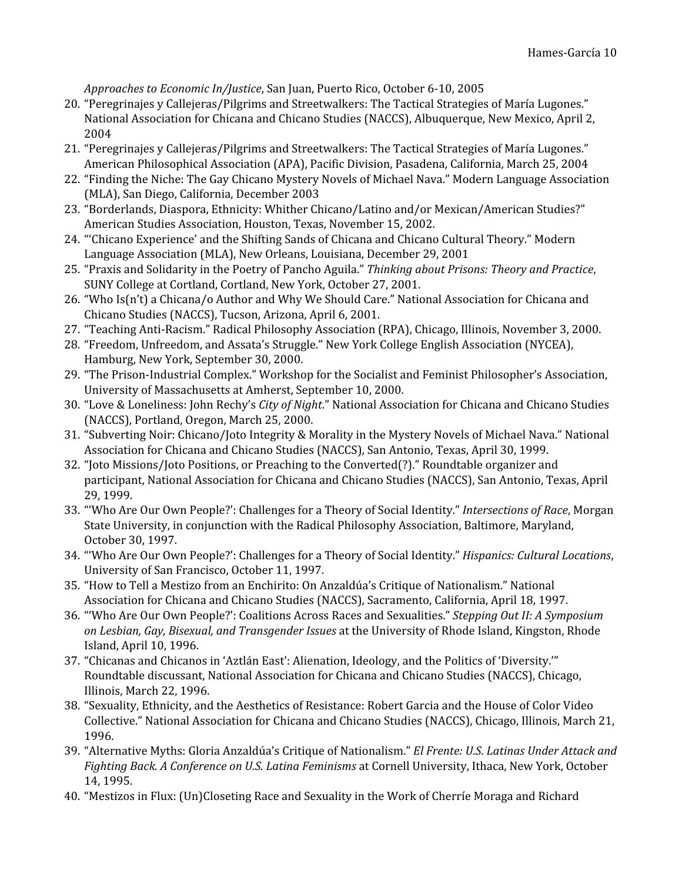*Approaches to Economic In/Justice*, San Juan, Puerto Rico, October 6-10, 2005

20. "Peregrinajes y Callejeras/Pilgrims and Streetwalkers: The Tactical Strategies of María Lugones." National Association for Chicana and Chicano Studies (NACCS), Albuquerque, New Mexico, April 2, 2004
21. "Peregrinajes y Callejeras/Pilgrims and Streetwalkers: The Tactical Strategies of María Lugones." American Philosophical Association (APA), Pacific Division, Pasadena, California, March 25, 2004
22. "Finding the Niche: The Gay Chicano Mystery Novels of Michael Nava." Modern Language Association (MLA), San Diego, California, December 2003
23. "Borderlands, Diaspora, Ethnicity: Whither Chicano/Latino and/or Mexican/American Studies?" American Studies Association, Houston, Texas, November 15, 2002.
24. "'Chicano Experience' and the Shifting Sands of Chicana and Chicano Cultural Theory." Modern Language Association (MLA), New Orleans, Louisiana, December 29, 2001
25. "Praxis and Solidarity in the Poetry of Pancho Aguila." *Thinking about Prisons: Theory and Practice*, SUNY College at Cortland, Cortland, New York, October 27, 2001.
26. "Who Is(n't) a Chicana/o Author and Why We Should Care." National Association for Chicana and Chicano Studies (NACCS), Tucson, Arizona, April 6, 2001.
27. "Teaching Anti-Racism." Radical Philosophy Association (RPA), Chicago, Illinois, November 3, 2000.
28. "Freedom, Unfreedom, and Assata's Struggle." New York College English Association (NYCEA), Hamburg, New York, September 30, 2000.
29. "The Prison-Industrial Complex." Workshop for the Socialist and Feminist Philosopher's Association, University of Massachusetts at Amherst, September 10, 2000.
30. "Love & Loneliness: John Rechy's *City of Night*." National Association for Chicana and Chicano Studies (NACCS), Portland, Oregon, March 25, 2000.
31. "Subverting Noir: Chicano/Joto Integrity & Morality in the Mystery Novels of Michael Nava." National Association for Chicana and Chicano Studies (NACCS), San Antonio, Texas, April 30, 1999.
32. "Joto Missions/Joto Positions, or Preaching to the Converted(?)." Roundtable organizer and participant, National Association for Chicana and Chicano Studies (NACCS), San Antonio, Texas, April 29, 1999.
33. "'Who Are Our Own People?': Challenges for a Theory of Social Identity." *Intersections of Race*, Morgan State University, in conjunction with the Radical Philosophy Association, Baltimore, Maryland, October 30, 1997.
34. "'Who Are Our Own People?': Challenges for a Theory of Social Identity." *Hispanics: Cultural Locations*, University of San Francisco, October 11, 1997.
35. "How to Tell a Mestizo from an Enchirito: On Anzaldúa's Critique of Nationalism." National Association for Chicana and Chicano Studies (NACCS), Sacramento, California, April 18, 1997.
36. "'Who Are Our Own People?': Coalitions Across Races and Sexualities." *Stepping Out II: A Symposium on Lesbian, Gay, Bisexual, and Transgender Issues* at the University of Rhode Island, Kingston, Rhode Island, April 10, 1996.
37. "Chicanas and Chicanos in 'Aztlán East': Alienation, Ideology, and the Politics of 'Diversity.'" Roundtable discussant, National Association for Chicana and Chicano Studies (NACCS), Chicago, Illinois, March 22, 1996.
38. "Sexuality, Ethnicity, and the Aesthetics of Resistance: Robert Garcia and the House of Color Video Collective." National Association for Chicana and Chicano Studies (NACCS), Chicago, Illinois, March 21, 1996.
39. "Alternative Myths: Gloria Anzaldúa's Critique of Nationalism." *El Frente: U.S. Latinas Under Attack and Fighting Back. A Conference on U.S. Latina Feminisms* at Cornell University, Ithaca, New York, October 14, 1995.
40. "Mestizos in Flux: (Un)Closeting Race and Sexuality in the Work of Cherríe Moraga and Richard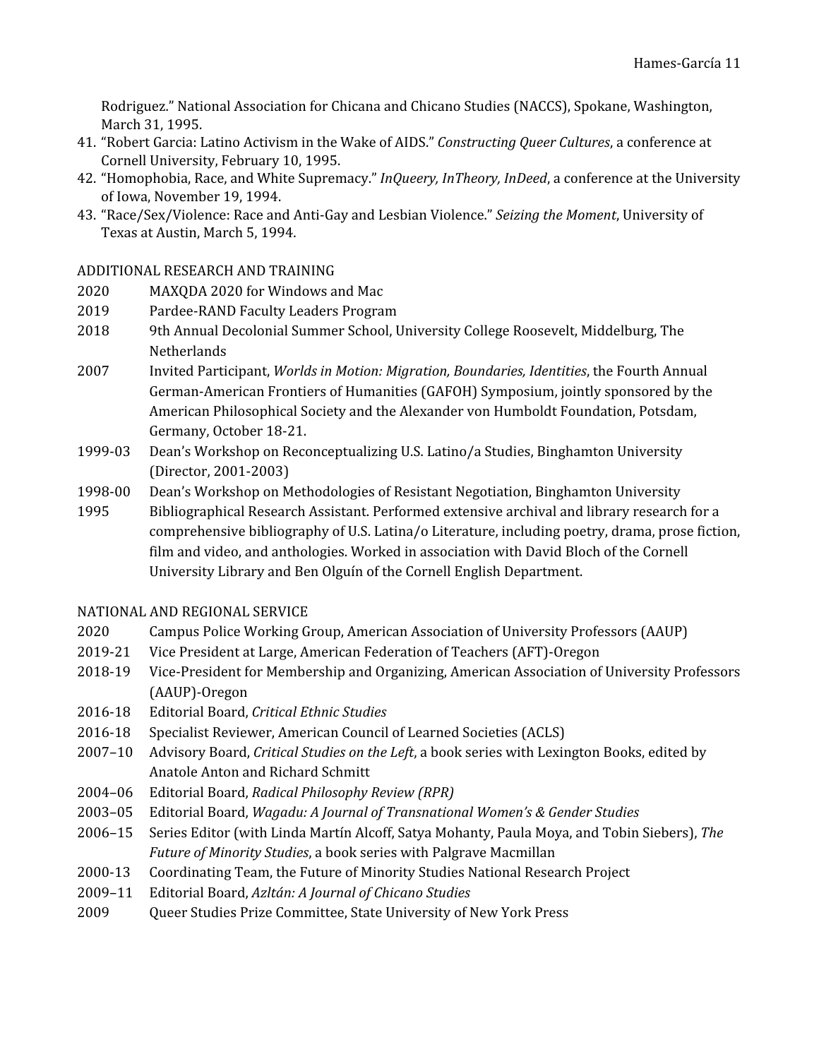Rodriguez." National Association for Chicana and Chicano Studies (NACCS), Spokane, Washington, March 31, 1995.

41. "Robert Garcia: Latino Activism in the Wake of AIDS." *Constructing Queer Cultures*, a conference at Cornell University, February 10, 1995.
42. "Homophobia, Race, and White Supremacy." *InQueery, InTheory, InDeed*, a conference at the University of Iowa, November 19, 1994.
43. "Race/Sex/Violence: Race and Anti-Gay and Lesbian Violence." *Seizing the Moment*, University of Texas at Austin, March 5, 1994.

ADDITIONAL RESEARCH AND TRAINING

2020 MAXQDA 2020 for Windows and Mac

2019 Pardee-RAND Faculty Leaders Program

2018 9th Annual Decolonial Summer School, University College Roosevelt, Middelburg, The Netherlands

2007 Invited Participant, *Worlds in Motion: Migration, Boundaries, Identities*, the Fourth Annual German-American Frontiers of Humanities (GAFOH) Symposium, jointly sponsored by the American Philosophical Society and the Alexander von Humboldt Foundation, Potsdam, Germany, October 18-21.

1999-03 Dean's Workshop on Reconceptualizing U.S. Latino/a Studies, Binghamton University (Director, 2001-2003)

1998-00 Dean's Workshop on Methodologies of Resistant Negotiation, Binghamton University

1995 Bibliographical Research Assistant. Performed extensive archival and library research for a comprehensive bibliography of U.S. Latina/o Literature, including poetry, drama, prose fiction, film and video, and anthologies. Worked in association with David Bloch of the Cornell University Library and Ben Olguín of the Cornell English Department.

NATIONAL AND REGIONAL SERVICE

2020 Campus Police Working Group, American Association of University Professors (AAUP)

2019-21 Vice President at Large, American Federation of Teachers (AFT)-Oregon

2018-19 Vice-President for Membership and Organizing, American Association of University Professors (AAUP)-Oregon

2016-18 Editorial Board, *Critical Ethnic Studies*

2016-18 Specialist Reviewer, American Council of Learned Societies (ACLS)

2007–10 Advisory Board, *Critical Studies on the Left*, a book series with Lexington Books, edited by Anatole Anton and Richard Schmitt

2004–06 Editorial Board, *Radical Philosophy Review (RPR)*

2003–05 Editorial Board, *Wagadu: A Journal of Transnational Women's & Gender Studies*

2006–15 Series Editor (with Linda Martín Alcoff, Satya Mohanty, Paula Moya, and Tobin Siebers), *The Future of Minority Studies*, a book series with Palgrave Macmillan

2000-13 Coordinating Team, the Future of Minority Studies National Research Project

2009–11 Editorial Board, *Azltán: A Journal of Chicano Studies*

2009 Queer Studies Prize Committee, State University of New York Press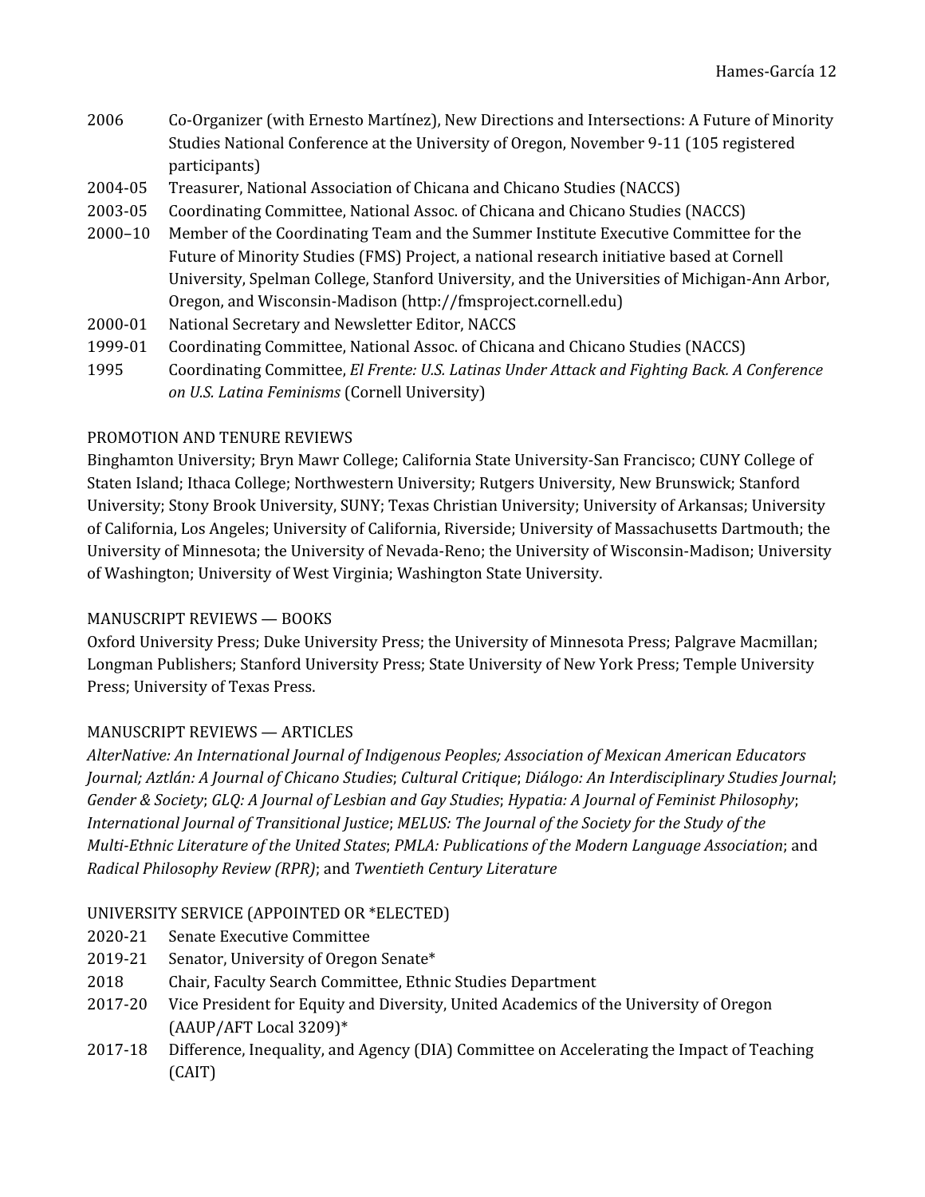2006 Co-Organizer (with Ernesto Martínez), New Directions and Intersections: A Future of Minority Studies National Conference at the University of Oregon, November 9-11 (105 registered participants)

2004-05 Treasurer, National Association of Chicana and Chicano Studies (NACCS)

2003-05 Coordinating Committee, National Assoc. of Chicana and Chicano Studies (NACCS)

2000–10 Member of the Coordinating Team and the Summer Institute Executive Committee for the Future of Minority Studies (FMS) Project, a national research initiative based at Cornell University, Spelman College, Stanford University, and the Universities of Michigan-Ann Arbor, Oregon, and Wisconsin-Madison (http://fmsproject.cornell.edu)

2000-01 National Secretary and Newsletter Editor, NACCS

1999-01 Coordinating Committee, National Assoc. of Chicana and Chicano Studies (NACCS)

1995 Coordinating Committee, *El Frente: U.S. Latinas Under Attack and Fighting Back. A Conference on U.S. Latina Feminisms* (Cornell University)

## PROMOTION AND TENURE REVIEWS

Binghamton University; Bryn Mawr College; California State University-San Francisco; CUNY College of Staten Island; Ithaca College; Northwestern University; Rutgers University, New Brunswick; Stanford University; Stony Brook University, SUNY; Texas Christian University; University of Arkansas; University of California, Los Angeles; University of California, Riverside; University of Massachusetts Dartmouth; the University of Minnesota; the University of Nevada-Reno; the University of Wisconsin-Madison; University of Washington; University of West Virginia; Washington State University.

## MANUSCRIPT REVIEWS — BOOKS

Oxford University Press; Duke University Press; the University of Minnesota Press; Palgrave Macmillan; Longman Publishers; Stanford University Press; State University of New York Press; Temple University Press; University of Texas Press.

## MANUSCRIPT REVIEWS — ARTICLES

*AlterNative: An International Journal of Indigenous Peoples; Association of Mexican American Educators Journal; Aztlán: A Journal of Chicano Studies*; *Cultural Critique*; *Diálogo: An Interdisciplinary Studies Journal*; *Gender & Society*; *GLQ: A Journal of Lesbian and Gay Studies*; *Hypatia: A Journal of Feminist Philosophy*; *International Journal of Transitional Justice*; *MELUS: The Journal of the Society for the Study of the Multi-Ethnic Literature of the United States*; *PMLA: Publications of the Modern Language Association*; and *Radical Philosophy Review (RPR)*; and *Twentieth Century Literature*

## UNIVERSITY SERVICE (APPOINTED OR *ELECTED)

2020-21 Senate Executive Committee

2019-21 Senator, University of Oregon Senate*

2018 Chair, Faculty Search Committee, Ethnic Studies Department

2017-20 Vice President for Equity and Diversity, United Academics of the University of Oregon (AAUP/AFT Local 3209)*

2017-18 Difference, Inequality, and Agency (DIA) Committee on Accelerating the Impact of Teaching (CAIT)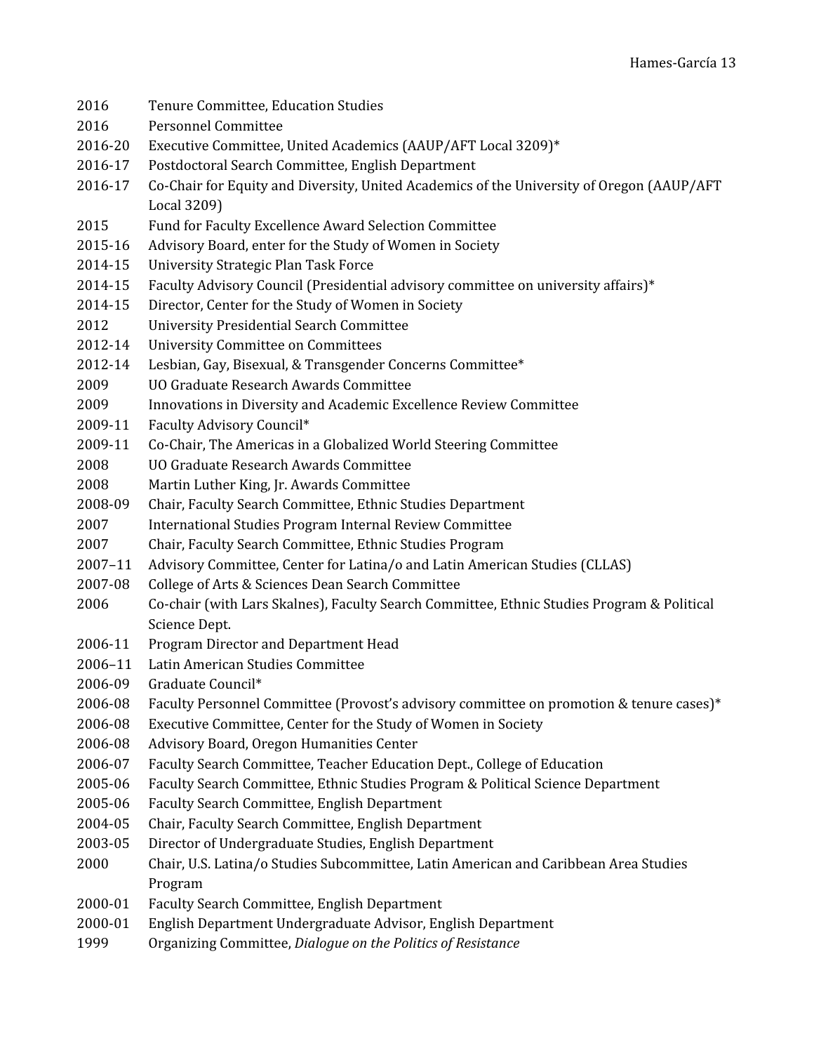2016 Tenure Committee, Education Studies
2016 Personnel Committee
2016-20 Executive Committee, United Academics (AAUP/AFT Local 3209)*
2016-17 Postdoctoral Search Committee, English Department
2016-17 Co-Chair for Equity and Diversity, United Academics of the University of Oregon (AAUP/AFT Local 3209)
2015 Fund for Faculty Excellence Award Selection Committee
2015-16 Advisory Board, enter for the Study of Women in Society
2014-15 University Strategic Plan Task Force
2014-15 Faculty Advisory Council (Presidential advisory committee on university affairs)*
2014-15 Director, Center for the Study of Women in Society
2012 University Presidential Search Committee
2012-14 University Committee on Committees
2012-14 Lesbian, Gay, Bisexual, & Transgender Concerns Committee*
2009 UO Graduate Research Awards Committee
2009 Innovations in Diversity and Academic Excellence Review Committee
2009-11 Faculty Advisory Council*
2009-11 Co-Chair, The Americas in a Globalized World Steering Committee
2008 UO Graduate Research Awards Committee
2008 Martin Luther King, Jr. Awards Committee
2008-09 Chair, Faculty Search Committee, Ethnic Studies Department
2007 International Studies Program Internal Review Committee
2007 Chair, Faculty Search Committee, Ethnic Studies Program
2007–11 Advisory Committee, Center for Latina/o and Latin American Studies (CLLAS)
2007-08 College of Arts & Sciences Dean Search Committee
2006 Co-chair (with Lars Skalnes), Faculty Search Committee, Ethnic Studies Program & Political Science Dept.
2006-11 Program Director and Department Head
2006–11 Latin American Studies Committee
2006-09 Graduate Council*
2006-08 Faculty Personnel Committee (Provost's advisory committee on promotion & tenure cases)*
2006-08 Executive Committee, Center for the Study of Women in Society
2006-08 Advisory Board, Oregon Humanities Center
2006-07 Faculty Search Committee, Teacher Education Dept., College of Education
2005-06 Faculty Search Committee, Ethnic Studies Program & Political Science Department
2005-06 Faculty Search Committee, English Department
2004-05 Chair, Faculty Search Committee, English Department
2003-05 Director of Undergraduate Studies, English Department
2000 Chair, U.S. Latina/o Studies Subcommittee, Latin American and Caribbean Area Studies Program
2000-01 Faculty Search Committee, English Department
2000-01 English Department Undergraduate Advisor, English Department
1999 Organizing Committee, *Dialogue on the Politics of Resistance*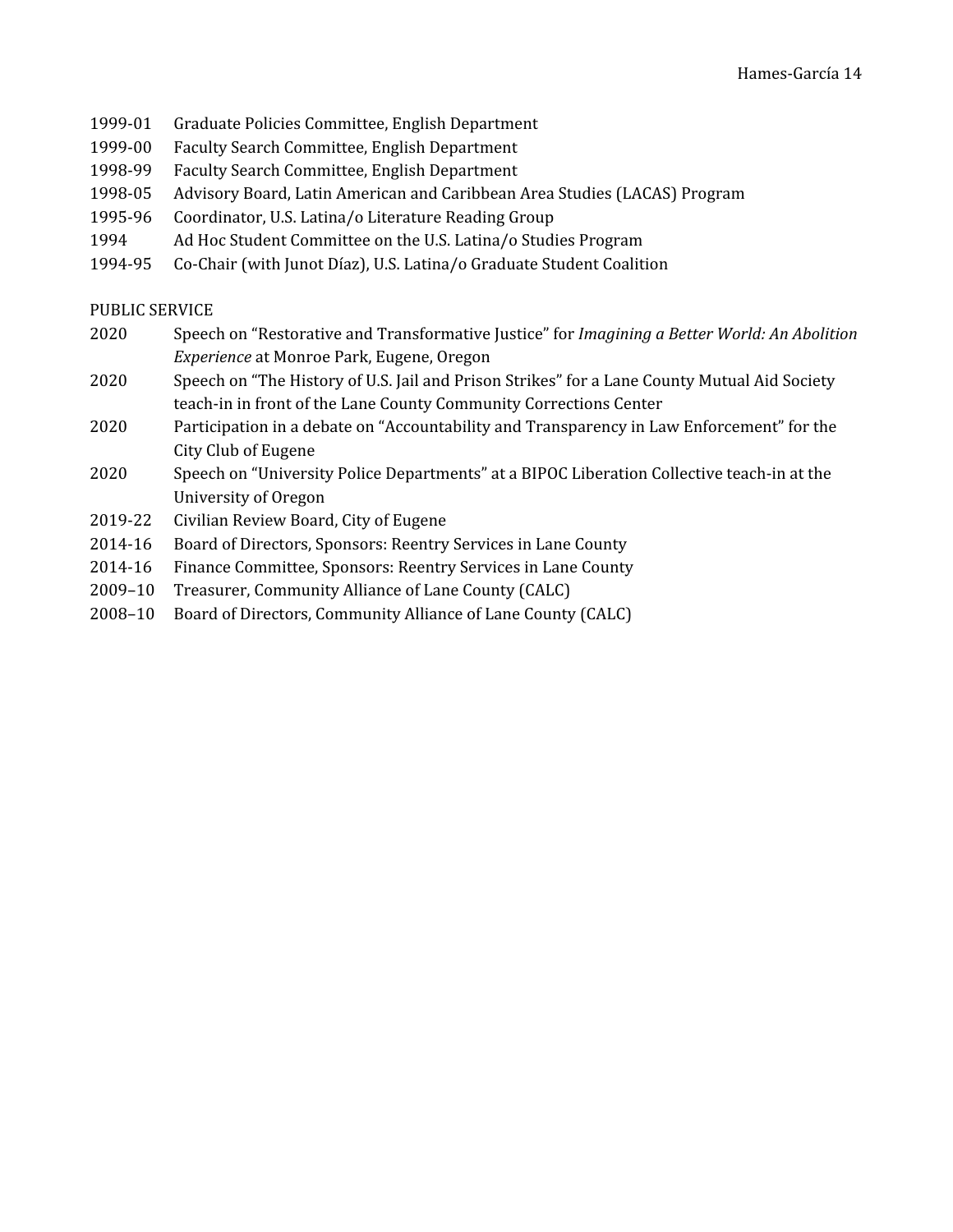1999-01 Graduate Policies Committee, English Department
1999-00 Faculty Search Committee, English Department
1998-99 Faculty Search Committee, English Department
1998-05 Advisory Board, Latin American and Caribbean Area Studies (LACAS) Program
1995-96 Coordinator, U.S. Latina/o Literature Reading Group
1994 Ad Hoc Student Committee on the U.S. Latina/o Studies Program
1994-95 Co-Chair (with Junot Díaz), U.S. Latina/o Graduate Student Coalition

PUBLIC SERVICE

2020 Speech on "Restorative and Transformative Justice" for *Imagining a Better World: An Abolition Experience* at Monroe Park, Eugene, Oregon
2020 Speech on "The History of U.S. Jail and Prison Strikes" for a Lane County Mutual Aid Society teach-in in front of the Lane County Community Corrections Center
2020 Participation in a debate on "Accountability and Transparency in Law Enforcement" for the City Club of Eugene
2020 Speech on "University Police Departments" at a BIPOC Liberation Collective teach-in at the University of Oregon
2019-22 Civilian Review Board, City of Eugene
2014-16 Board of Directors, Sponsors: Reentry Services in Lane County
2014-16 Finance Committee, Sponsors: Reentry Services in Lane County
2009–10 Treasurer, Community Alliance of Lane County (CALC)
2008–10 Board of Directors, Community Alliance of Lane County (CALC)